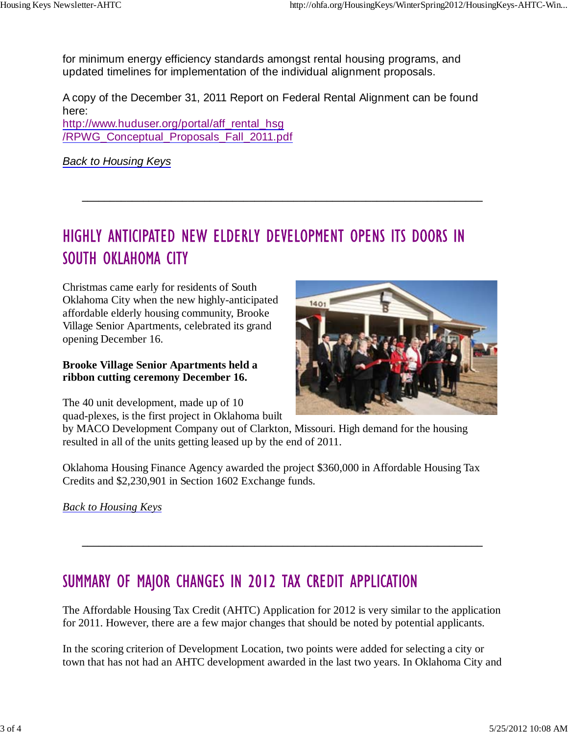for minimum energy efficiency standards amongst rental housing programs, and updated timelines for implementation of the individual alignment proposals.

A copy of the December 31, 2011 Report on Federal Rental Alignment can be found here:
http://www.huduser.org/portal/aff_rental_hsg/RPWG_Conceptual_Proposals_Fall_2011.pdf

*Back to Housing Keys*

---

## HIGHLY ANTICIPATED NEW ELDERLY DEVELOPMENT OPENS ITS DOORS IN SOUTH OKLAHOMA CITY

Christmas came early for residents of South Oklahoma City when the new highly-anticipated affordable elderly housing community, Brooke Village Senior Apartments, celebrated its grand opening December 16.

**Brooke Village Senior Apartments held a ribbon cutting ceremony December 16.**

The 40 unit development, made up of 10 quad-plexes, is the first project in Oklahoma built by MACO Development Company out of Clarkton, Missouri. High demand for the housing resulted in all of the units getting leased up by the end of 2011.

Oklahoma Housing Finance Agency awarded the project $360,000 in Affordable Housing Tax Credits and $2,230,901 in Section 1602 Exchange funds.

*Back to Housing Keys*

---

## SUMMARY OF MAJOR CHANGES IN 2012 TAX CREDIT APPLICATION

The Affordable Housing Tax Credit (AHTC) Application for 2012 is very similar to the application for 2011. However, there are a few major changes that should be noted by potential applicants.

In the scoring criterion of Development Location, two points were added for selecting a city or town that has not had an AHTC development awarded in the last two years. In Oklahoma City and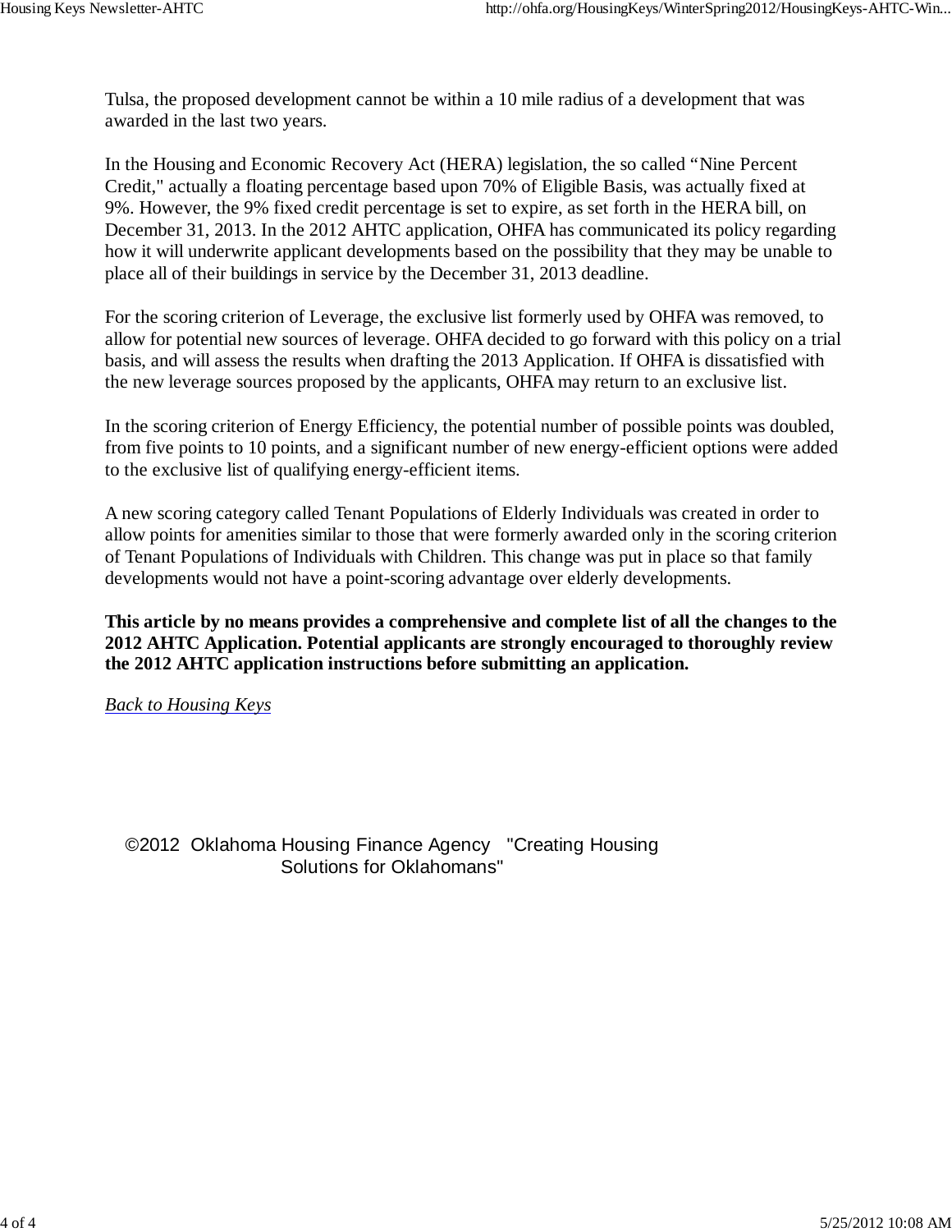Tulsa, the proposed development cannot be within a 10 mile radius of a development that was awarded in the last two years.

In the Housing and Economic Recovery Act (HERA) legislation, the so called "Nine Percent Credit," actually a floating percentage based upon 70% of Eligible Basis, was actually fixed at 9%. However, the 9% fixed credit percentage is set to expire, as set forth in the HERA bill, on December 31, 2013. In the 2012 AHTC application, OHFA has communicated its policy regarding how it will underwrite applicant developments based on the possibility that they may be unable to place all of their buildings in service by the December 31, 2013 deadline.

For the scoring criterion of Leverage, the exclusive list formerly used by OHFA was removed, to allow for potential new sources of leverage. OHFA decided to go forward with this policy on a trial basis, and will assess the results when drafting the 2013 Application. If OHFA is dissatisfied with the new leverage sources proposed by the applicants, OHFA may return to an exclusive list.

In the scoring criterion of Energy Efficiency, the potential number of possible points was doubled, from five points to 10 points, and a significant number of new energy-efficient options were added to the exclusive list of qualifying energy-efficient items.

A new scoring category called Tenant Populations of Elderly Individuals was created in order to allow points for amenities similar to those that were formerly awarded only in the scoring criterion of Tenant Populations of Individuals with Children. This change was put in place so that family developments would not have a point-scoring advantage over elderly developments.

**This article by no means provides a comprehensive and complete list of all the changes to the 2012 AHTC Application. Potential applicants are strongly encouraged to thoroughly review the 2012 AHTC application instructions before submitting an application.**

*Back to Housing Keys*

©2012 Oklahoma Housing Finance Agency "Creating Housing Solutions for Oklahomans"